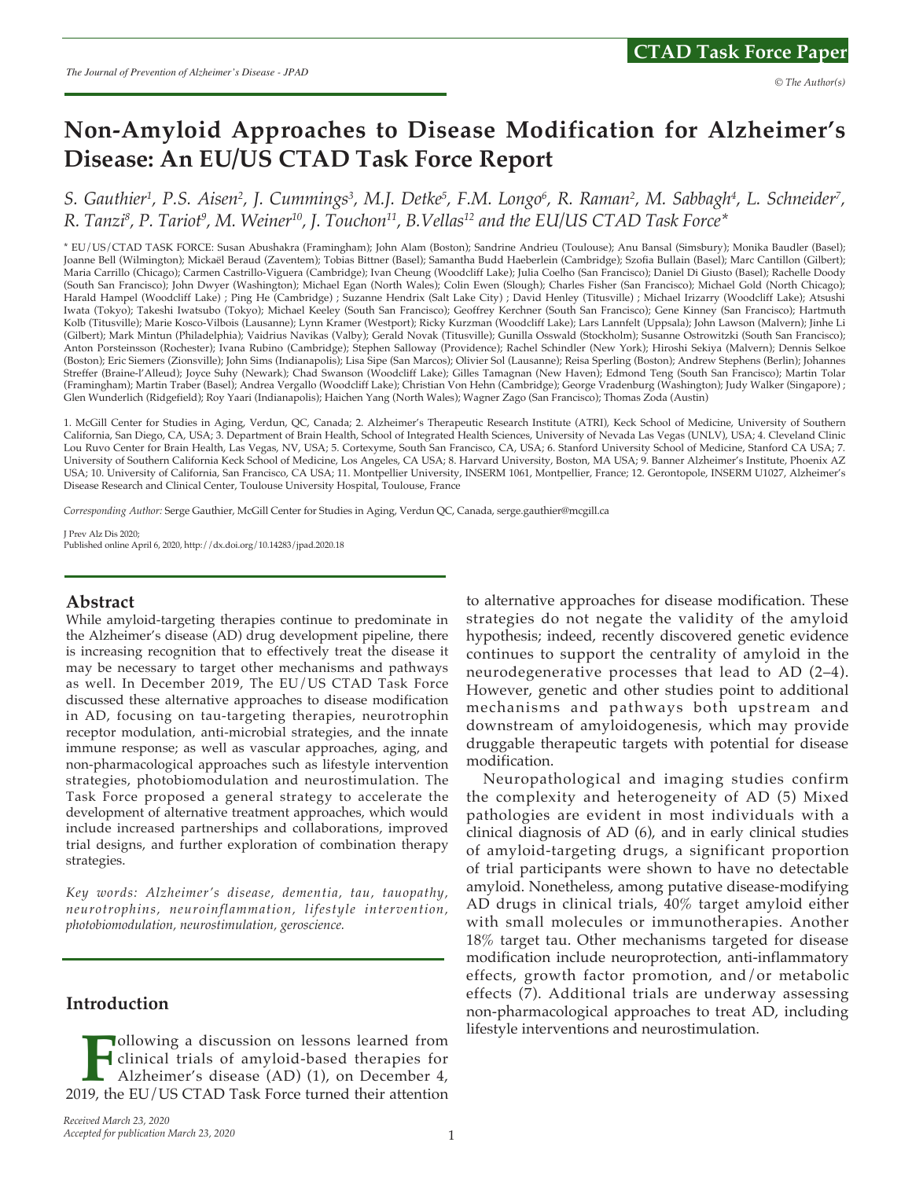CTAD Task Force Paper

# Non-Amyloid Approaches to Disease Modification for Alzheimer's Disease: An EU/US CTAD Task Force Report

*S. Gauthier[1], P.S. Aisen[2], J. Cummings[3], M.J. Detke[5], F.M. Longo[6], R. Raman[2], M. Sabbagh[4], L. Schneider[7], R. Tanzi[8], P. Tariot[9], M. Weiner[10], J. Touchon[11], B.Vellas[12] and the EU/US CTAD Task Force**

* EU/US/CTAD TASK FORCE: Susan Abushakra (Framingham); John Alam (Boston); Sandrine Andrieu (Toulouse); Anu Bansal (Simsbury); Monika Baudler (Basel); Joanne Bell (Wilmington); Mickaël Beraud (Zaventem); Tobias Bittner (Basel); Samantha Budd Haeberlein (Cambridge); Szofia Bullain (Basel); Marc Cantillon (Gilbert); Maria Carrillo (Chicago); Carmen Castrillo-Viguera (Cambridge); Ivan Cheung (Woodcliff Lake); Julia Coelho (San Francisco); Daniel Di Giusto (Basel); Rachelle Doody (South San Francisco); John Dwyer (Washington); Michael Egan (North Wales); Colin Ewen (Slough); Charles Fisher (San Francisco); Michael Gold (North Chicago); Harald Hampel (Woodcliff Lake) ; Ping He (Cambridge) ; Suzanne Hendrix (Salt Lake City) ; David Henley (Titusville) ; Michael Irizarry (Woodcliff Lake); Atsushi Iwata (Tokyo); Takeshi Iwatsubo (Tokyo); Michael Keeley (South San Francisco); Geoffrey Kerchner (South San Francisco); Gene Kinney (San Francisco); Hartmuth Kolb (Titusville); Marie Kosco-Vilbois (Lausanne); Lynn Kramer (Westport); Ricky Kurzman (Woodcliff Lake); Lars Lannfelt (Uppsala); John Lawson (Malvern); Jinhe Li (Gilbert); Mark Mintun (Philadelphia); Vaidrius Navikas (Valby); Gerald Novak (Titusville); Gunilla Osswald (Stockholm); Susanne Ostrowitzki (South San Francisco); Anton Porsteinsson (Rochester); Ivana Rubino (Cambridge); Stephen Salloway (Providence); Rachel Schindler (New York); Hiroshi Sekiya (Malvern); Dennis Selkoe (Boston); Eric Siemers (Zionsville); John Sims (Indianapolis); Lisa Sipe (San Marcos); Olivier Sol (Lausanne); Reisa Sperling (Boston); Andrew Stephens (Berlin); Johannes Streffer (Braine-l'Alleud); Joyce Suhy (Newark); Chad Swanson (Woodcliff Lake); Gilles Tamagnan (New Haven); Edmond Teng (South San Francisco); Martin Tolar (Framingham); Martin Traber (Basel); Andrea Vergallo (Woodcliff Lake); Christian Von Hehn (Cambridge); George Vradenburg (Washington); Judy Walker (Singapore) ; Glen Wunderlich (Ridgefield); Roy Yaari (Indianapolis); Haichen Yang (North Wales); Wagner Zago (San Francisco); Thomas Zoda (Austin)

1. McGill Center for Studies in Aging, Verdun, QC, Canada; 2. Alzheimer's Therapeutic Research Institute (ATRI), Keck School of Medicine, University of Southern California, San Diego, CA, USA; 3. Department of Brain Health, School of Integrated Health Sciences, University of Nevada Las Vegas (UNLV), USA; 4. Cleveland Clinic Lou Ruvo Center for Brain Health, Las Vegas, NV, USA; 5. Cortexyme, South San Francisco, CA, USA; 6. Stanford University School of Medicine, Stanford CA USA; 7. University of Southern California Keck School of Medicine, Los Angeles, CA USA; 8. Harvard University, Boston, MA USA; 9. Banner Alzheimer's Institute, Phoenix AZ USA; 10. University of California, San Francisco, CA USA; 11. Montpellier University, INSERM 1061, Montpellier, France; 12. Gerontopole, INSERM U1027, Alzheimer's Disease Research and Clinical Center, Toulouse University Hospital, Toulouse, France

*Corresponding Author:* Serge Gauthier, McGill Center for Studies in Aging, Verdun QC, Canada, serge.gauthier@mcgill.ca

J Prev Alz Dis 2020;
Published online April 6, 2020, http://dx.doi.org/10.14283/jpad.2020.18

## Abstract

While amyloid-targeting therapies continue to predominate in the Alzheimer's disease (AD) drug development pipeline, there is increasing recognition that to effectively treat the disease it may be necessary to target other mechanisms and pathways as well. In December 2019, The EU/US CTAD Task Force discussed these alternative approaches to disease modification in AD, focusing on tau-targeting therapies, neurotrophin receptor modulation, anti-microbial strategies, and the innate immune response; as well as vascular approaches, aging, and non-pharmacological approaches such as lifestyle intervention strategies, photobiomodulation and neurostimulation. The Task Force proposed a general strategy to accelerate the development of alternative treatment approaches, which would include increased partnerships and collaborations, improved trial designs, and further exploration of combination therapy strategies.

*Key words: Alzheimer's disease, dementia, tau, tauopathy, neurotrophins, neuroinflammation, lifestyle intervention, photobiomodulation, neurostimulation, geroscience.*

## Introduction

Following a discussion on lessons learned from clinical trials of amyloid-based therapies for Alzheimer's disease (AD) (1), on December 4, 2019, the EU/US CTAD Task Force turned their attention to alternative approaches for disease modification. These strategies do not negate the validity of the amyloid hypothesis; indeed, recently discovered genetic evidence continues to support the centrality of amyloid in the neurodegenerative processes that lead to AD (2–4). However, genetic and other studies point to additional mechanisms and pathways both upstream and downstream of amyloidogenesis, which may provide druggable therapeutic targets with potential for disease modification.

Neuropathological and imaging studies confirm the complexity and heterogeneity of AD (5) Mixed pathologies are evident in most individuals with a clinical diagnosis of AD (6), and in early clinical studies of amyloid-targeting drugs, a significant proportion of trial participants were shown to have no detectable amyloid. Nonetheless, among putative disease-modifying AD drugs in clinical trials, 40% target amyloid either with small molecules or immunotherapies. Another 18% target tau. Other mechanisms targeted for disease modification include neuroprotection, anti-inflammatory effects, growth factor promotion, and/or metabolic effects (7). Additional trials are underway assessing non-pharmacological approaches to treat AD, including lifestyle interventions and neurostimulation.

*Received March 23, 2020*
*Accepted for publication March 23, 2020*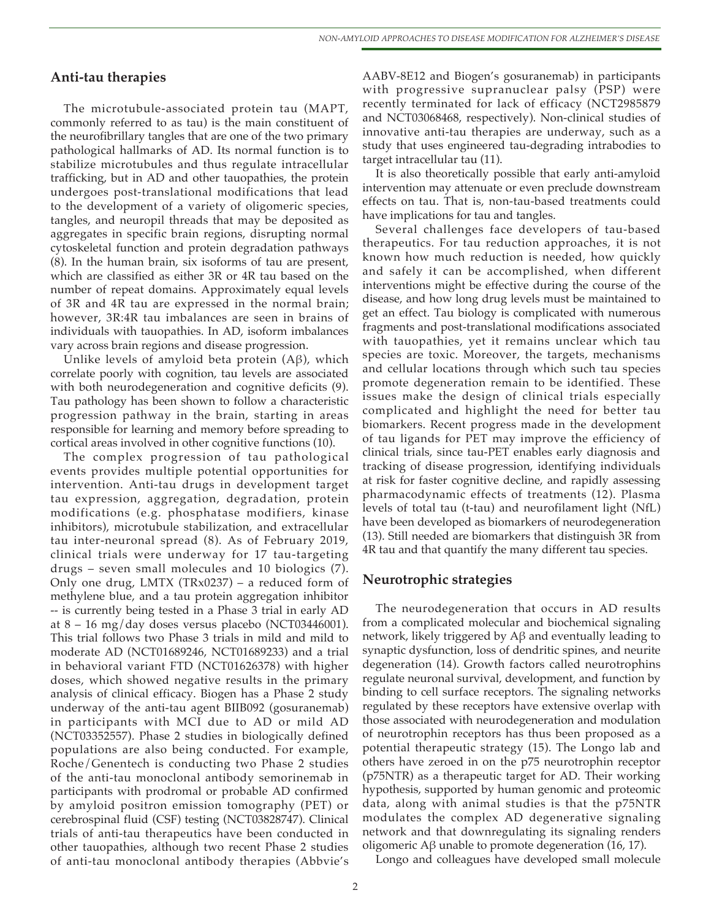## Anti-tau therapies

The microtubule-associated protein tau (MAPT, commonly referred to as tau) is the main constituent of the neurofibrillary tangles that are one of the two primary pathological hallmarks of AD. Its normal function is to stabilize microtubules and thus regulate intracellular trafficking, but in AD and other tauopathies, the protein undergoes post-translational modifications that lead to the development of a variety of oligomeric species, tangles, and neuropil threads that may be deposited as aggregates in specific brain regions, disrupting normal cytoskeletal function and protein degradation pathways (8). In the human brain, six isoforms of tau are present, which are classified as either 3R or 4R tau based on the number of repeat domains. Approximately equal levels of 3R and 4R tau are expressed in the normal brain; however, 3R:4R tau imbalances are seen in brains of individuals with tauopathies. In AD, isoform imbalances vary across brain regions and disease progression.

Unlike levels of amyloid beta protein (Aβ), which correlate poorly with cognition, tau levels are associated with both neurodegeneration and cognitive deficits (9). Tau pathology has been shown to follow a characteristic progression pathway in the brain, starting in areas responsible for learning and memory before spreading to cortical areas involved in other cognitive functions (10).

The complex progression of tau pathological events provides multiple potential opportunities for intervention. Anti-tau drugs in development target tau expression, aggregation, degradation, protein modifications (e.g. phosphatase modifiers, kinase inhibitors), microtubule stabilization, and extracellular tau inter-neuronal spread (8). As of February 2019, clinical trials were underway for 17 tau-targeting drugs – seven small molecules and 10 biologics (7). Only one drug, LMTX (TRx0237) – a reduced form of methylene blue, and a tau protein aggregation inhibitor -- is currently being tested in a Phase 3 trial in early AD at 8 – 16 mg/day doses versus placebo (NCT03446001). This trial follows two Phase 3 trials in mild and mild to moderate AD (NCT01689246, NCT01689233) and a trial in behavioral variant FTD (NCT01626378) with higher doses, which showed negative results in the primary analysis of clinical efficacy. Biogen has a Phase 2 study underway of the anti-tau agent BIIB092 (gosuranemab) in participants with MCI due to AD or mild AD (NCT03352557). Phase 2 studies in biologically defined populations are also being conducted. For example, Roche/Genentech is conducting two Phase 2 studies of the anti-tau monoclonal antibody semorinemab in participants with prodromal or probable AD confirmed by amyloid positron emission tomography (PET) or cerebrospinal fluid (CSF) testing (NCT03828747). Clinical trials of anti-tau therapeutics have been conducted in other tauopathies, although two recent Phase 2 studies of anti-tau monoclonal antibody therapies (Abbvie's AABV-8E12 and Biogen's gosuranemab) in participants with progressive supranuclear palsy (PSP) were recently terminated for lack of efficacy (NCT2985879 and NCT03068468, respectively). Non-clinical studies of innovative anti-tau therapies are underway, such as a study that uses engineered tau-degrading intrabodies to target intracellular tau (11).

It is also theoretically possible that early anti-amyloid intervention may attenuate or even preclude downstream effects on tau. That is, non-tau-based treatments could have implications for tau and tangles.

Several challenges face developers of tau-based therapeutics. For tau reduction approaches, it is not known how much reduction is needed, how quickly and safely it can be accomplished, when different interventions might be effective during the course of the disease, and how long drug levels must be maintained to get an effect. Tau biology is complicated with numerous fragments and post-translational modifications associated with tauopathies, yet it remains unclear which tau species are toxic. Moreover, the targets, mechanisms and cellular locations through which such tau species promote degeneration remain to be identified. These issues make the design of clinical trials especially complicated and highlight the need for better tau biomarkers. Recent progress made in the development of tau ligands for PET may improve the efficiency of clinical trials, since tau-PET enables early diagnosis and tracking of disease progression, identifying individuals at risk for faster cognitive decline, and rapidly assessing pharmacodynamic effects of treatments (12). Plasma levels of total tau (t-tau) and neurofilament light (NfL) have been developed as biomarkers of neurodegeneration (13). Still needed are biomarkers that distinguish 3R from 4R tau and that quantify the many different tau species.

## Neurotrophic strategies

The neurodegeneration that occurs in AD results from a complicated molecular and biochemical signaling network, likely triggered by Aβ and eventually leading to synaptic dysfunction, loss of dendritic spines, and neurite degeneration (14). Growth factors called neurotrophins regulate neuronal survival, development, and function by binding to cell surface receptors. The signaling networks regulated by these receptors have extensive overlap with those associated with neurodegeneration and modulation of neurotrophin receptors has thus been proposed as a potential therapeutic strategy (15). The Longo lab and others have zeroed in on the p75 neurotrophin receptor (p75NTR) as a therapeutic target for AD. Their working hypothesis, supported by human genomic and proteomic data, along with animal studies is that the p75NTR modulates the complex AD degenerative signaling network and that downregulating its signaling renders oligomeric Aβ unable to promote degeneration (16, 17).

Longo and colleagues have developed small molecule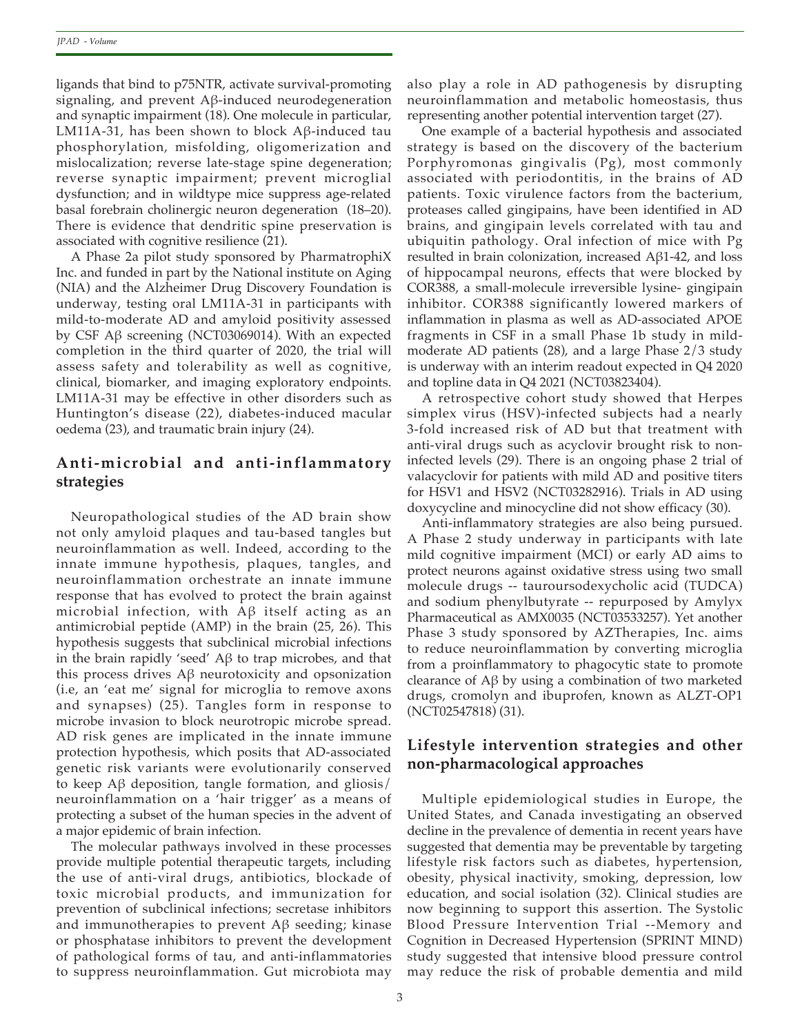ligands that bind to p75NTR, activate survival-promoting signaling, and prevent Aβ-induced neurodegeneration and synaptic impairment (18). One molecule in particular, LM11A-31, has been shown to block Aβ-induced tau phosphorylation, misfolding, oligomerization and mislocalization; reverse late-stage spine degeneration; reverse synaptic impairment; prevent microglial dysfunction; and in wildtype mice suppress age-related basal forebrain cholinergic neuron degeneration (18–20). There is evidence that dendritic spine preservation is associated with cognitive resilience (21).

A Phase 2a pilot study sponsored by PharmatrophiX Inc. and funded in part by the National institute on Aging (NIA) and the Alzheimer Drug Discovery Foundation is underway, testing oral LM11A-31 in participants with mild-to-moderate AD and amyloid positivity assessed by CSF Aβ screening (NCT03069014). With an expected completion in the third quarter of 2020, the trial will assess safety and tolerability as well as cognitive, clinical, biomarker, and imaging exploratory endpoints. LM11A-31 may be effective in other disorders such as Huntington's disease (22), diabetes-induced macular oedema (23), and traumatic brain injury (24).

## Anti-microbial and anti-inflammatory strategies

Neuropathological studies of the AD brain show not only amyloid plaques and tau-based tangles but neuroinflammation as well. Indeed, according to the innate immune hypothesis, plaques, tangles, and neuroinflammation orchestrate an innate immune response that has evolved to protect the brain against microbial infection, with Aβ itself acting as an antimicrobial peptide (AMP) in the brain (25, 26). This hypothesis suggests that subclinical microbial infections in the brain rapidly 'seed' Aβ to trap microbes, and that this process drives Aβ neurotoxicity and opsonization (i.e, an 'eat me' signal for microglia to remove axons and synapses) (25). Tangles form in response to microbe invasion to block neurotropic microbe spread. AD risk genes are implicated in the innate immune protection hypothesis, which posits that AD-associated genetic risk variants were evolutionarily conserved to keep Aβ deposition, tangle formation, and gliosis/neuroinflammation on a 'hair trigger' as a means of protecting a subset of the human species in the advent of a major epidemic of brain infection.

The molecular pathways involved in these processes provide multiple potential therapeutic targets, including the use of anti-viral drugs, antibiotics, blockade of toxic microbial products, and immunization for prevention of subclinical infections; secretase inhibitors and immunotherapies to prevent Aβ seeding; kinase or phosphatase inhibitors to prevent the development of pathological forms of tau, and anti-inflammatories to suppress neuroinflammation. Gut microbiota may also play a role in AD pathogenesis by disrupting neuroinflammation and metabolic homeostasis, thus representing another potential intervention target (27).

One example of a bacterial hypothesis and associated strategy is based on the discovery of the bacterium Porphyromonas gingivalis (Pg), most commonly associated with periodontitis, in the brains of AD patients. Toxic virulence factors from the bacterium, proteases called gingipains, have been identified in AD brains, and gingipain levels correlated with tau and ubiquitin pathology. Oral infection of mice with Pg resulted in brain colonization, increased Aβ1-42, and loss of hippocampal neurons, effects that were blocked by COR388, a small-molecule irreversible lysine- gingipain inhibitor. COR388 significantly lowered markers of inflammation in plasma as well as AD-associated APOE fragments in CSF in a small Phase 1b study in mild-moderate AD patients (28), and a large Phase 2/3 study is underway with an interim readout expected in Q4 2020 and topline data in Q4 2021 (NCT03823404).

A retrospective cohort study showed that Herpes simplex virus (HSV)-infected subjects had a nearly 3-fold increased risk of AD but that treatment with anti-viral drugs such as acyclovir brought risk to non-infected levels (29). There is an ongoing phase 2 trial of valacyclovir for patients with mild AD and positive titers for HSV1 and HSV2 (NCT03282916). Trials in AD using doxycycline and minocycline did not show efficacy (30).

Anti-inflammatory strategies are also being pursued. A Phase 2 study underway in participants with late mild cognitive impairment (MCI) or early AD aims to protect neurons against oxidative stress using two small molecule drugs -- tauroursodexycholic acid (TUDCA) and sodium phenylbutyrate -- repurposed by Amylyx Pharmaceutical as AMX0035 (NCT03533257). Yet another Phase 3 study sponsored by AZTherapies, Inc. aims to reduce neuroinflammation by converting microglia from a proinflammatory to phagocytic state to promote clearance of Aβ by using a combination of two marketed drugs, cromolyn and ibuprofen, known as ALZT-OP1 (NCT02547818) (31).

## Lifestyle intervention strategies and other non-pharmacological approaches

Multiple epidemiological studies in Europe, the United States, and Canada investigating an observed decline in the prevalence of dementia in recent years have suggested that dementia may be preventable by targeting lifestyle risk factors such as diabetes, hypertension, obesity, physical inactivity, smoking, depression, low education, and social isolation (32). Clinical studies are now beginning to support this assertion. The Systolic Blood Pressure Intervention Trial --Memory and Cognition in Decreased Hypertension (SPRINT MIND) study suggested that intensive blood pressure control may reduce the risk of probable dementia and mild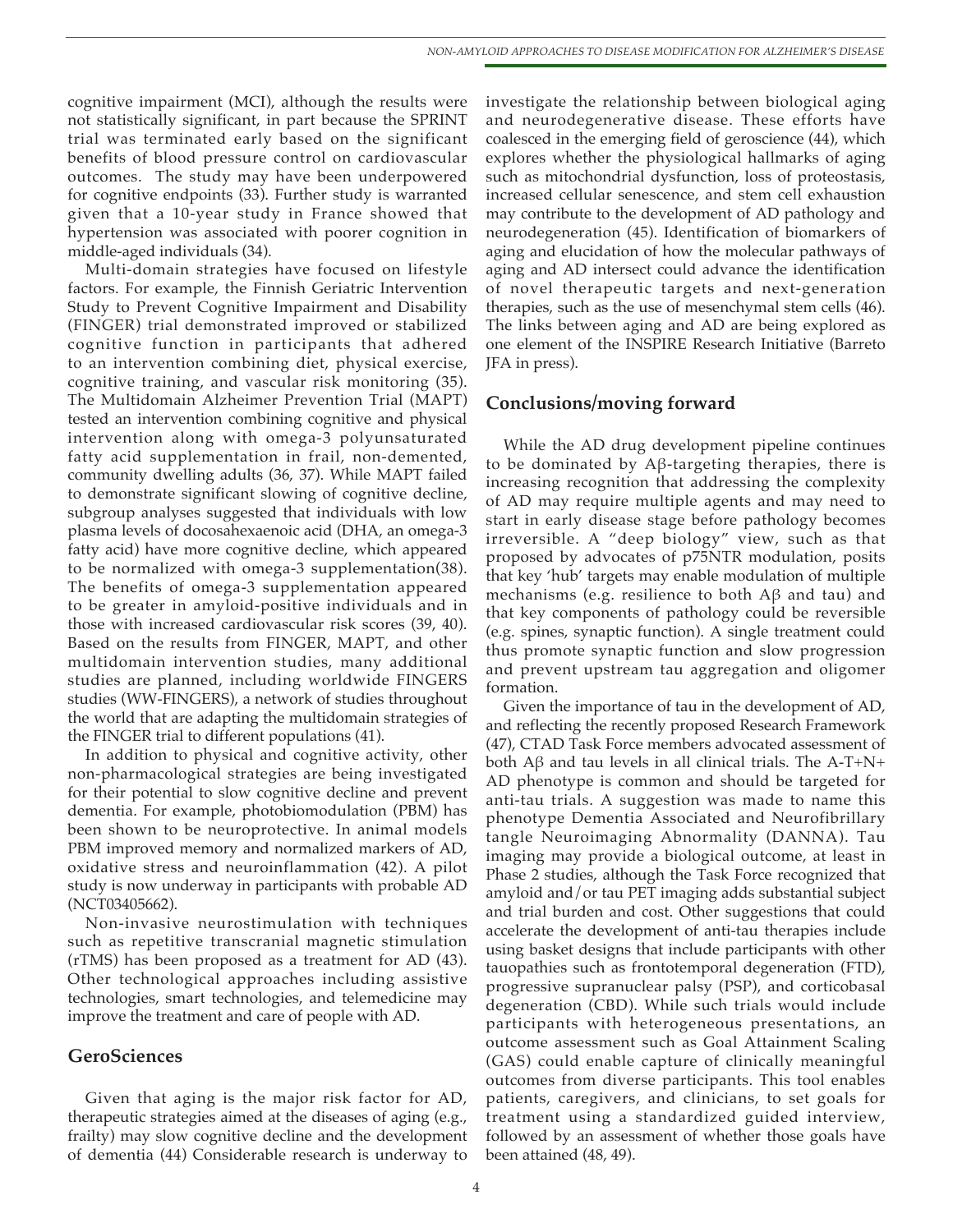cognitive impairment (MCI), although the results were not statistically significant, in part because the SPRINT trial was terminated early based on the significant benefits of blood pressure control on cardiovascular outcomes. The study may have been underpowered for cognitive endpoints (33). Further study is warranted given that a 10-year study in France showed that hypertension was associated with poorer cognition in middle-aged individuals (34).

Multi-domain strategies have focused on lifestyle factors. For example, the Finnish Geriatric Intervention Study to Prevent Cognitive Impairment and Disability (FINGER) trial demonstrated improved or stabilized cognitive function in participants that adhered to an intervention combining diet, physical exercise, cognitive training, and vascular risk monitoring (35). The Multidomain Alzheimer Prevention Trial (MAPT) tested an intervention combining cognitive and physical intervention along with omega-3 polyunsaturated fatty acid supplementation in frail, non-demented, community dwelling adults (36, 37). While MAPT failed to demonstrate significant slowing of cognitive decline, subgroup analyses suggested that individuals with low plasma levels of docosahexaenoic acid (DHA, an omega-3 fatty acid) have more cognitive decline, which appeared to be normalized with omega-3 supplementation(38). The benefits of omega-3 supplementation appeared to be greater in amyloid-positive individuals and in those with increased cardiovascular risk scores (39, 40). Based on the results from FINGER, MAPT, and other multidomain intervention studies, many additional studies are planned, including worldwide FINGERS studies (WW-FINGERS), a network of studies throughout the world that are adapting the multidomain strategies of the FINGER trial to different populations (41).

In addition to physical and cognitive activity, other non-pharmacological strategies are being investigated for their potential to slow cognitive decline and prevent dementia. For example, photobiomodulation (PBM) has been shown to be neuroprotective. In animal models PBM improved memory and normalized markers of AD, oxidative stress and neuroinflammation (42). A pilot study is now underway in participants with probable AD (NCT03405662).

Non-invasive neurostimulation with techniques such as repetitive transcranial magnetic stimulation (rTMS) has been proposed as a treatment for AD (43). Other technological approaches including assistive technologies, smart technologies, and telemedicine may improve the treatment and care of people with AD.

## GeroSciences

Given that aging is the major risk factor for AD, therapeutic strategies aimed at the diseases of aging (e.g., frailty) may slow cognitive decline and the development of dementia (44) Considerable research is underway to investigate the relationship between biological aging and neurodegenerative disease. These efforts have coalesced in the emerging field of geroscience (44), which explores whether the physiological hallmarks of aging such as mitochondrial dysfunction, loss of proteostasis, increased cellular senescence, and stem cell exhaustion may contribute to the development of AD pathology and neurodegeneration (45). Identification of biomarkers of aging and elucidation of how the molecular pathways of aging and AD intersect could advance the identification of novel therapeutic targets and next-generation therapies, such as the use of mesenchymal stem cells (46). The links between aging and AD are being explored as one element of the INSPIRE Research Initiative (Barreto JFA in press).

## Conclusions/moving forward

While the AD drug development pipeline continues to be dominated by Aβ-targeting therapies, there is increasing recognition that addressing the complexity of AD may require multiple agents and may need to start in early disease stage before pathology becomes irreversible. A "deep biology" view, such as that proposed by advocates of p75NTR modulation, posits that key 'hub' targets may enable modulation of multiple mechanisms (e.g. resilience to both Aβ and tau) and that key components of pathology could be reversible (e.g. spines, synaptic function). A single treatment could thus promote synaptic function and slow progression and prevent upstream tau aggregation and oligomer formation.

Given the importance of tau in the development of AD, and reflecting the recently proposed Research Framework (47), CTAD Task Force members advocated assessment of both Aβ and tau levels in all clinical trials. The A-T+N+ AD phenotype is common and should be targeted for anti-tau trials. A suggestion was made to name this phenotype Dementia Associated and Neurofibrillary tangle Neuroimaging Abnormality (DANNA). Tau imaging may provide a biological outcome, at least in Phase 2 studies, although the Task Force recognized that amyloid and/or tau PET imaging adds substantial subject and trial burden and cost. Other suggestions that could accelerate the development of anti-tau therapies include using basket designs that include participants with other tauopathies such as frontotemporal degeneration (FTD), progressive supranuclear palsy (PSP), and corticobasal degeneration (CBD). While such trials would include participants with heterogeneous presentations, an outcome assessment such as Goal Attainment Scaling (GAS) could enable capture of clinically meaningful outcomes from diverse participants. This tool enables patients, caregivers, and clinicians, to set goals for treatment using a standardized guided interview, followed by an assessment of whether those goals have been attained (48, 49).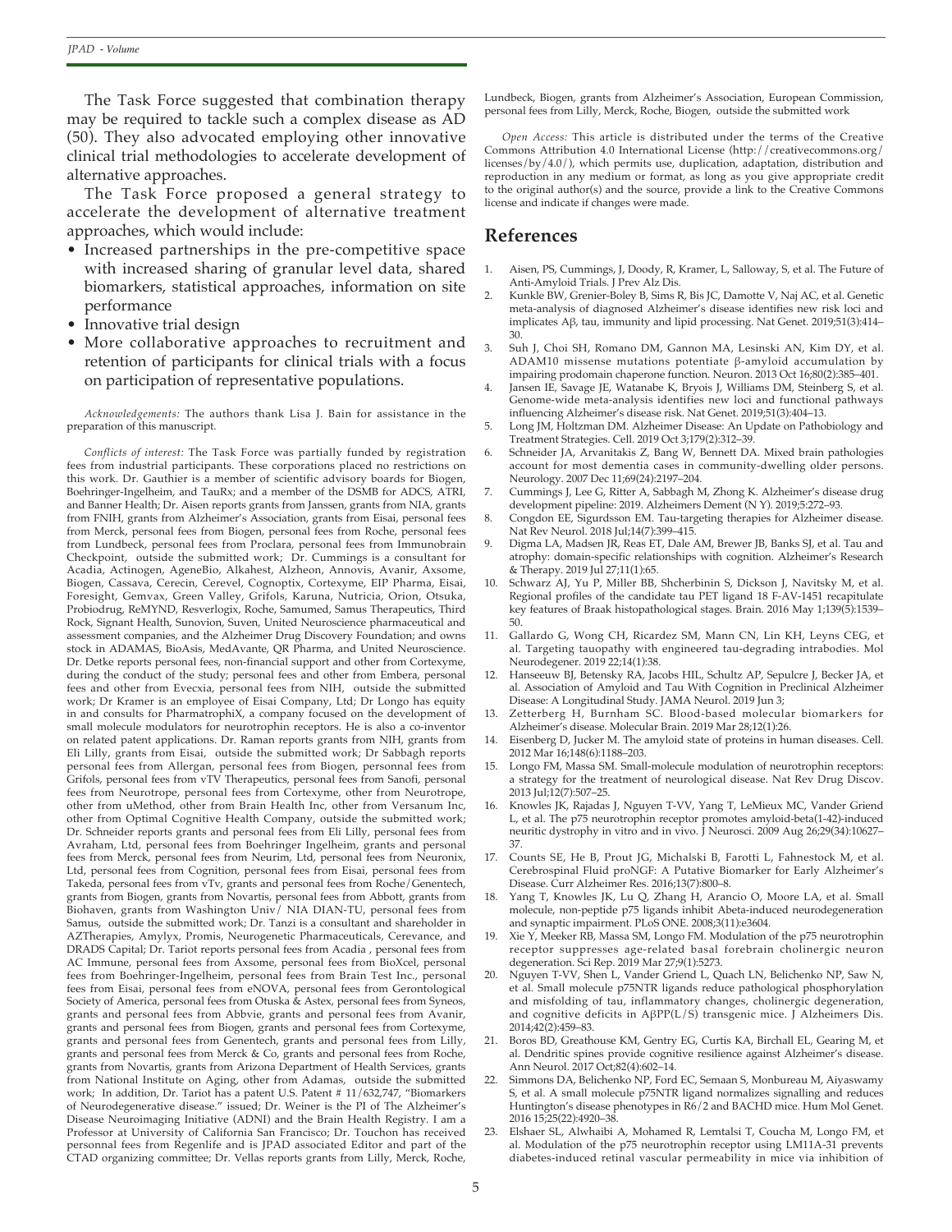The Task Force suggested that combination therapy may be required to tackle such a complex disease as AD (50). They also advocated employing other innovative clinical trial methodologies to accelerate development of alternative approaches.

The Task Force proposed a general strategy to accelerate the development of alternative treatment approaches, which would include:

- Increased partnerships in the pre-competitive space with increased sharing of granular level data, shared biomarkers, statistical approaches, information on site performance
- Innovative trial design
- More collaborative approaches to recruitment and retention of participants for clinical trials with a focus on participation of representative populations.

*Acknowledgements:* The authors thank Lisa J. Bain for assistance in the preparation of this manuscript.

*Conflicts of interest:* The Task Force was partially funded by registration fees from industrial participants. These corporations placed no restrictions on this work. Dr. Gauthier is a member of scientific advisory boards for Biogen, Boehringer-Ingelheim, and TauRx; and a member of the DSMB for ADCS, ATRI, and Banner Health; Dr. Aisen reports grants from Janssen, grants from NIA, grants from FNIH, grants from Alzheimer's Association, grants from Eisai, personal fees from Merck, personal fees from Biogen, personal fees from Roche, personal fees from Lundbeck, personal fees from Proclara, personal fees from Immunobrain Checkpoint, outside the submitted work; Dr. Cummings is a consultant for Acadia, Actinogen, AgeneBio, Alkahest, Alzheon, Annovis, Avanir, Axsome, Biogen, Cassava, Cerecin, Cerevel, Cognoptix, Cortexyme, EIP Pharma, Eisai, Foresight, Gemvax, Green Valley, Grifols, Karuna, Nutricia, Orion, Otsuka, Probiodrug, ReMYND, Resverlogix, Roche, Samumed, Samus Therapeutics, Third Rock, Signant Health, Sunovion, Suven, United Neuroscience pharmaceutical and assessment companies, and the Alzheimer Drug Discovery Foundation; and owns stock in ADAMAS, BioAsis, MedAvante, QR Pharma, and United Neuroscience. Dr. Detke reports personal fees, non-financial support and other from Cortexyme, during the conduct of the study; personal fees and other from Embera, personal fees and other from Evecxia, personal fees from NIH, outside the submitted work; Dr Kramer is an employee of Eisai Company, Ltd; Dr Longo has equity in and consults for PharmatrophiX, a company focused on the development of small molecule modulators for neurotrophin receptors. He is also a co-inventor on related patent applications. Dr. Raman reports grants from NIH, grants from Eli Lilly, grants from Eisai, outside the submitted work; Dr Sabbagh reports personal fees from Allergan, personal fees from Biogen, personnal fees from Grifols, personal fees from vTV Therapeutics, personal fees from Sanofi, personal fees from Neurotrope, personal fees from Cortexyme, other from Neurotrope, other from uMethod, other from Brain Health Inc, other from Versanum Inc, other from Optimal Cognitive Health Company, outside the submitted work; Dr. Schneider reports grants and personal fees from Eli Lilly, personal fees from Avraham, Ltd, personal fees from Boehringer Ingelheim, grants and personal fees from Merck, personal fees from Neurim, Ltd, personal fees from Neuronix, Ltd, personal fees from Cognition, personal fees from Eisai, personal fees from Takeda, personal fees from vTv, grants and personal fees from Roche/Genentech, grants from Biogen, grants from Novartis, personal fees from Abbott, grants from Biohaven, grants from Washington Univ/ NIA DIAN-TU, personal fees from Samus, outside the submitted work; Dr. Tanzi is a consultant and shareholder in AZTherapies, Amylyx, Promis, Neurogenetic Pharmaceuticals, Cerevance, and DRADS Capital; Dr. Tariot reports personal fees from Acadia , personal fees from AC Immune, personal fees from Axsome, personal fees from BioXcel, personal fees from Boehringer-Ingelheim, personal fees from Brain Test Inc., personal fees from Eisai, personal fees from eNOVA, personal fees from Gerontological Society of America, personal fees from Otuska & Astex, personal fees from Syneos, grants and personal fees from Abbvie, grants and personal fees from Avanir, grants and personal fees from Biogen, grants and personal fees from Cortexyme, grants and personal fees from Genentech, grants and personal fees from Lilly, grants and personal fees from Merck & Co, grants and personal fees from Roche, grants from Novartis, grants from Arizona Department of Health Services, grants from National Institute on Aging, other from Adamas, outside the submitted work; In addition, Dr. Tariot has a patent U.S. Patent # 11/632,747, "Biomarkers of Neurodegenerative disease." issued; Dr. Weiner is the PI of The Alzheimer's Disease Neuroimaging Initiative (ADNI) and the Brain Health Registry. I am a Professor at University of California San Francisco; Dr. Touchon has received personnal fees from Regenlife and is JPAD associated Editor and part of the CTAD organizing committee; Dr. Vellas reports grants from Lilly, Merck, Roche, Lundbeck, Biogen, grants from Alzheimer's Association, European Commission, personal fees from Lilly, Merck, Roche, Biogen, outside the submitted work

*Open Access:* This article is distributed under the terms of the Creative Commons Attribution 4.0 International License (http://creativecommons.org/licenses/by/4.0/), which permits use, duplication, adaptation, distribution and reproduction in any medium or format, as long as you give appropriate credit to the original author(s) and the source, provide a link to the Creative Commons license and indicate if changes were made.

## References

1. Aisen, PS, Cummings, J, Doody, R, Kramer, L, Salloway, S, et al. The Future of Anti-Amyloid Trials. J Prev Alz Dis.
2. Kunkle BW, Grenier-Boley B, Sims R, Bis JC, Damotte V, Naj AC, et al. Genetic meta-analysis of diagnosed Alzheimer's disease identifies new risk loci and implicates Aβ, tau, immunity and lipid processing. Nat Genet. 2019;51(3):414–30.
3. Suh J, Choi SH, Romano DM, Gannon MA, Lesinski AN, Kim DY, et al. ADAM10 missense mutations potentiate β-amyloid accumulation by impairing prodomain chaperone function. Neuron. 2013 Oct 16;80(2):385–401.
4. Jansen IE, Savage JE, Watanabe K, Bryois J, Williams DM, Steinberg S, et al. Genome-wide meta-analysis identifies new loci and functional pathways influencing Alzheimer's disease risk. Nat Genet. 2019;51(3):404–13.
5. Long JM, Holtzman DM. Alzheimer Disease: An Update on Pathobiology and Treatment Strategies. Cell. 2019 Oct 3;179(2):312–39.
6. Schneider JA, Arvanitakis Z, Bang W, Bennett DA. Mixed brain pathologies account for most dementia cases in community-dwelling older persons. Neurology. 2007 Dec 11;69(24):2197–204.
7. Cummings J, Lee G, Ritter A, Sabbagh M, Zhong K. Alzheimer's disease drug development pipeline: 2019. Alzheimers Dement (N Y). 2019;5:272–93.
8. Congdon EE, Sigurdsson EM. Tau-targeting therapies for Alzheimer disease. Nat Rev Neurol. 2018 Jul;14(7):399–415.
9. Digma LA, Madsen JR, Reas ET, Dale AM, Brewer JB, Banks SJ, et al. Tau and atrophy: domain-specific relationships with cognition. Alzheimer's Research & Therapy. 2019 Jul 27;11(1):65.
10. Schwarz AJ, Yu P, Miller BB, Shcherbinin S, Dickson J, Navitsky M, et al. Regional profiles of the candidate tau PET ligand 18 F-AV-1451 recapitulate key features of Braak histopathological stages. Brain. 2016 May 1;139(5):1539–50.
11. Gallardo G, Wong CH, Ricardez SM, Mann CN, Lin KH, Leyns CEG, et al. Targeting tauopathy with engineered tau-degrading intrabodies. Mol Neurodegener. 2019 22;14(1):38.
12. Hanseeuw BJ, Betensky RA, Jacobs HIL, Schultz AP, Sepulcre J, Becker JA, et al. Association of Amyloid and Tau With Cognition in Preclinical Alzheimer Disease: A Longitudinal Study. JAMA Neurol. 2019 Jun 3;
13. Zetterberg H, Burnham SC. Blood-based molecular biomarkers for Alzheimer's disease. Molecular Brain. 2019 Mar 28;12(1):26.
14. Eisenberg D, Jucker M. The amyloid state of proteins in human diseases. Cell. 2012 Mar 16;148(6):1188–203.
15. Longo FM, Massa SM. Small-molecule modulation of neurotrophin receptors: a strategy for the treatment of neurological disease. Nat Rev Drug Discov. 2013 Jul;12(7):507–25.
16. Knowles JK, Rajadas J, Nguyen T-VV, Yang T, LeMieux MC, Vander Griend L, et al. The p75 neurotrophin receptor promotes amyloid-beta(1-42)-induced neuritic dystrophy in vitro and in vivo. J Neurosci. 2009 Aug 26;29(34):10627–37.
17. Counts SE, He B, Prout JG, Michalski B, Farotti L, Fahnestock M, et al. Cerebrospinal Fluid proNGF: A Putative Biomarker for Early Alzheimer's Disease. Curr Alzheimer Res. 2016;13(7):800–8.
18. Yang T, Knowles JK, Lu Q, Zhang H, Arancio O, Moore LA, et al. Small molecule, non-peptide p75 ligands inhibit Abeta-induced neurodegeneration and synaptic impairment. PLoS ONE. 2008;3(11):e3604.
19. Xie Y, Meeker RB, Massa SM, Longo FM. Modulation of the p75 neurotrophin receptor suppresses age-related basal forebrain cholinergic neuron degeneration. Sci Rep. 2019 Mar 27;9(1):5273.
20. Nguyen T-VV, Shen L, Vander Griend L, Quach LN, Belichenko NP, Saw N, et al. Small molecule p75NTR ligands reduce pathological phosphorylation and misfolding of tau, inflammatory changes, cholinergic degeneration, and cognitive deficits in AβPP(L/S) transgenic mice. J Alzheimers Dis. 2014;42(2):459–83.
21. Boros BD, Greathouse KM, Gentry EG, Curtis KA, Birchall EL, Gearing M, et al. Dendritic spines provide cognitive resilience against Alzheimer's disease. Ann Neurol. 2017 Oct;82(4):602–14.
22. Simmons DA, Belichenko NP, Ford EC, Semaan S, Monbureau M, Aiyaswamy S, et al. A small molecule p75NTR ligand normalizes signalling and reduces Huntington's disease phenotypes in R6/2 and BACHD mice. Hum Mol Genet. 2016 15;25(22):4920–38.
23. Elshaer SL, Alwhaibi A, Mohamed R, Lemtalsi T, Coucha M, Longo FM, et al. Modulation of the p75 neurotrophin receptor using LM11A-31 prevents diabetes-induced retinal vascular permeability in mice via inhibition of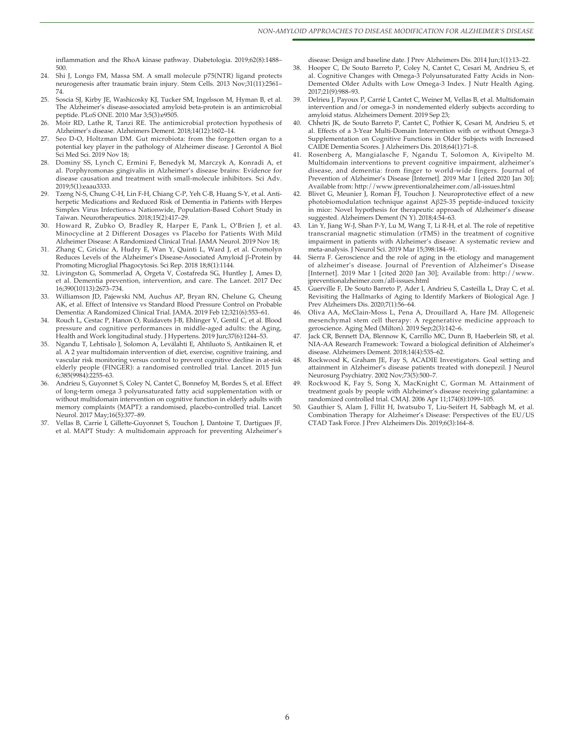inflammation and the RhoA kinase pathway. Diabetologia. 2019;62(8):1488–500.

24. Shi J, Longo FM, Massa SM. A small molecule p75(NTR) ligand protects neurogenesis after traumatic brain injury. Stem Cells. 2013 Nov;31(11):2561–74.
25. Soscia SJ, Kirby JE, Washicosky KJ, Tucker SM, Ingelsson M, Hyman B, et al. The Alzheimer's disease-associated amyloid beta-protein is an antimicrobial peptide. PLoS ONE. 2010 Mar 3;5(3):e9505.
26. Moir RD, Lathe R, Tanzi RE. The antimicrobial protection hypothesis of Alzheimer's disease. Alzheimers Dement. 2018;14(12):1602–14.
27. Seo D-O, Holtzman DM. Gut microbiota: from the forgotten organ to a potential key player in the pathology of Alzheimer disease. J Gerontol A Biol Sci Med Sci. 2019 Nov 18;
28. Dominy SS, Lynch C, Ermini F, Benedyk M, Marczyk A, Konradi A, et al. Porphyromonas gingivalis in Alzheimer's disease brains: Evidence for disease causation and treatment with small-molecule inhibitors. Sci Adv. 2019;5(1):eaau3333.
29. Tzeng N-S, Chung C-H, Lin F-H, Chiang C-P, Yeh C-B, Huang S-Y, et al. Anti-herpetic Medications and Reduced Risk of Dementia in Patients with Herpes Simplex Virus Infections-a Nationwide, Population-Based Cohort Study in Taiwan. Neurotherapeutics. 2018;15(2):417–29.
30. Howard R, Zubko O, Bradley R, Harper E, Pank L, O'Brien J, et al. Minocycline at 2 Different Dosages vs Placebo for Patients With Mild Alzheimer Disease: A Randomized Clinical Trial. JAMA Neurol. 2019 Nov 18;
31. Zhang C, Griciuc A, Hudry E, Wan Y, Quinti L, Ward J, et al. Cromolyn Reduces Levels of the Alzheimer's Disease-Associated Amyloid β-Protein by Promoting Microglial Phagocytosis. Sci Rep. 2018 18;8(1):1144.
32. Livingston G, Sommerlad A, Orgeta V, Costafreda SG, Huntley J, Ames D, et al. Dementia prevention, intervention, and care. The Lancet. 2017 Dec 16;390(10113):2673–734.
33. Williamson JD, Pajewski NM, Auchus AP, Bryan RN, Chelune G, Cheung AK, et al. Effect of Intensive vs Standard Blood Pressure Control on Probable Dementia: A Randomized Clinical Trial. JAMA. 2019 Feb 12;321(6):553–61.
34. Rouch L, Cestac P, Hanon O, Ruidavets J-B, Ehlinger V, Gentil C, et al. Blood pressure and cognitive performances in middle-aged adults: the Aging, Health and Work longitudinal study. J Hypertens. 2019 Jun;37(6):1244–53.
35. Ngandu T, Lehtisalo J, Solomon A, Levälahti E, Ahtiluoto S, Antikainen R, et al. A 2 year multidomain intervention of diet, exercise, cognitive training, and vascular risk monitoring versus control to prevent cognitive decline in at-risk elderly people (FINGER): a randomised controlled trial. Lancet. 2015 Jun 6;385(9984):2255–63.
36. Andrieu S, Guyonnet S, Coley N, Cantet C, Bonnefoy M, Bordes S, et al. Effect of long-term omega 3 polyunsaturated fatty acid supplementation with or without multidomain intervention on cognitive function in elderly adults with memory complaints (MAPT): a randomised, placebo-controlled trial. Lancet Neurol. 2017 May;16(5):377–89.
37. Vellas B, Carrie I, Gillette-Guyonnet S, Touchon J, Dantoine T, Dartigues JF, et al. MAPT Study: A multidomain approach for preventing Alzheimer's disease: Design and baseline date. J Prev Alzheimers Dis. 2014 Jun;1(1):13–22.
38. Hooper C, De Souto Barreto P, Coley N, Cantet C, Cesari M, Andrieu S, et al. Cognitive Changes with Omega-3 Polyunsaturated Fatty Acids in Non-Demented Older Adults with Low Omega-3 Index. J Nutr Health Aging. 2017;21(9):988–93.
39. Delrieu J, Payoux P, Carrié I, Cantet C, Weiner M, Vellas B, et al. Multidomain intervention and/or omega-3 in nondemented elderly subjects according to amyloid status. Alzheimers Dement. 2019 Sep 23;
40. Chhetri JK, de Souto Barreto P, Cantet C, Pothier K, Cesari M, Andrieu S, et al. Effects of a 3-Year Multi-Domain Intervention with or without Omega-3 Supplementation on Cognitive Functions in Older Subjects with Increased CAIDE Dementia Scores. J Alzheimers Dis. 2018;64(1):71–8.
41. Rosenberg A, Mangialasche F, Ngandu T, Solomon A, Kivipelto M. Multidomain interventions to prevent cognitive impairment, alzheimer's disease, and dementia: from finger to world-wide fingers. Journal of Prevention of Alzheimer's Disease [Internet]. 2019 Mar 1 [cited 2020 Jan 30]; Available from: http://www.jpreventionalzheimer.com/all-issues.html
42. Blivet G, Meunier J, Roman FJ, Touchon J. Neuroprotective effect of a new photobiomodulation technique against Aβ25-35 peptide-induced toxicity in mice: Novel hypothesis for therapeutic approach of Alzheimer's disease suggested. Alzheimers Dement (N Y). 2018;4:54–63.
43. Lin Y, Jiang W-J, Shan P-Y, Lu M, Wang T, Li R-H, et al. The role of repetitive transcranial magnetic stimulation (rTMS) in the treatment of cognitive impairment in patients with Alzheimer's disease: A systematic review and meta-analysis. J Neurol Sci. 2019 Mar 15;398:184–91.
44. Sierra F. Geroscience and the role of aging in the etiology and management of alzheimer's disease. Journal of Prevention of Alzheimer's Disease [Internet]. 2019 Mar 1 [cited 2020 Jan 30]; Available from: http://www.jpreventionalzheimer.com/all-issues.html
45. Guerville F, De Souto Barreto P, Ader I, Andrieu S, Casteilla L, Dray C, et al. Revisiting the Hallmarks of Aging to Identify Markers of Biological Age. J Prev Alzheimers Dis. 2020;7(1):56–64.
46. Oliva AA, McClain-Moss L, Pena A, Drouillard A, Hare JM. Allogeneic mesenchymal stem cell therapy: A regenerative medicine approach to geroscience. Aging Med (Milton). 2019 Sep;2(3):142–6.
47. Jack CR, Bennett DA, Blennow K, Carrillo MC, Dunn B, Haeberlein SB, et al. NIA-AA Research Framework: Toward a biological definition of Alzheimer's disease. Alzheimers Dement. 2018;14(4):535–62.
48. Rockwood K, Graham JE, Fay S, ACADIE Investigators. Goal setting and attainment in Alzheimer's disease patients treated with donepezil. J Neurol Neurosurg Psychiatry. 2002 Nov;73(5):500–7.
49. Rockwood K, Fay S, Song X, MacKnight C, Gorman M. Attainment of treatment goals by people with Alzheimer's disease receiving galantamine: a randomized controlled trial. CMAJ. 2006 Apr 11;174(8):1099–105.
50. Gauthier S, Alam J, Fillit H, Iwatsubo T, Liu-Seifert H, Sabbagh M, et al. Combination Therapy for Alzheimer's Disease: Perspectives of the EU/US CTAD Task Force. J Prev Alzheimers Dis. 2019;6(3):164–8.